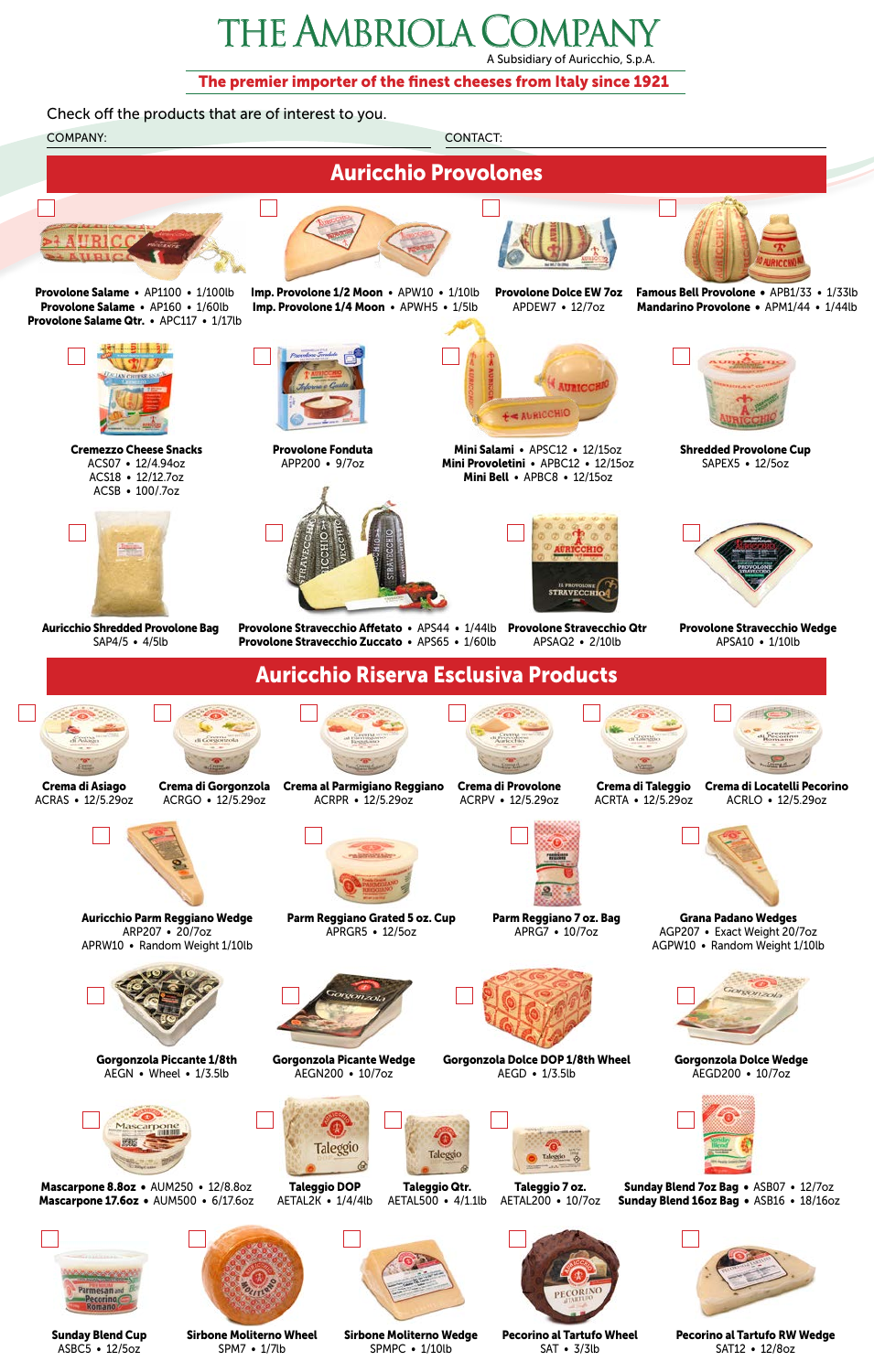# THE AMBRIOLA COMPANY

A Subsidiary of Auricchio, S.p.A.

**The premier importer of the finest cheeses from Italy since 1921**

Check off the products that are of interest to you.

COMPANY: CONTACT:

## Auricchio Provolones

**Provolone Salame** • AP1100 • 1/100lb
**Provolone Salame** • AP160 • 1/60lb
**Provolone Salame Qtr.** • APC117 • 1/17lb

**Imp. Provolone 1/2 Moon** • APW10 • 1/10lb
**Imp. Provolone 1/4 Moon** • APWH5 • 1/5lb

**Provolone Dolce EW 7oz**
APDEW7 • 12/7oz

**Famous Bell Provolone** • APB1/33 • 1/33lb
**Mandarino Provolone** • APM1/44 • 1/44lb

**Cremezzo Cheese Snacks**
ACS07 • 12/4.94oz
ACS18 • 12/12.7oz
ACSB • 100/.7oz

**Provolone Fonduta**
APP200 • 9/7oz

**Mini Salami** • APSC12 • 12/15oz
**Mini Provoletini** • APBC12 • 12/15oz
**Mini Bell** • APBC8 • 12/15oz

**Shredded Provolone Cup**
SAPEX5 • 12/5oz

**Auricchio Shredded Provolone Bag**
SAP4/5 • 4/5lb

**Provolone Stravecchio Affetato** • APS44 • 1/44lb
**Provolone Stravecchio Zuccato** • APS65 • 1/60lb

**Provolone Stravecchio Qtr**
APSAQ2 • 2/10lb

**Provolone Stravecchio Wedge**
APSA10 • 1/10lb

## Auricchio Riserva Esclusiva Products

**Crema di Asiago**
ACRAS • 12/5.29oz

**Crema di Gorgonzola**
ACRGO • 12/5.29oz

**Crema al Parmigiano Reggiano**
ACRPR • 12/5.29oz

**Crema di Provolone**
ACRPV • 12/5.29oz

**Crema di Taleggio**
ACRTA • 12/5.29oz

**Crema di Locatelli Pecorino**
ACRLO • 12/5.29oz

**Auricchio Parm Reggiano Wedge**
ARP207 • 20/7oz
APRW10 • Random Weight 1/10lb

**Parm Reggiano Grated 5 oz. Cup**
APRGR5 • 12/5oz

**Parm Reggiano 7 oz. Bag**
APRG7 • 10/7oz

**Grana Padano Wedges**
AGP207 • Exact Weight 20/7oz
AGPW10 • Random Weight 1/10lb

**Gorgonzola Piccante 1/8th**
AEGN • Wheel • 1/3.5lb

**Gorgonzola Picante Wedge**
AEGN200 • 10/7oz

**Gorgonzola Dolce DOP 1/8th Wheel**
AEGD • 1/3.5lb

**Gorgonzola Dolce Wedge**
AEGD200 • 10/7oz

**Mascarpone 8.8oz** • AUM250 • 12/8.8oz
**Mascarpone 17.6oz** • AUM500 • 6/17.6oz

**Taleggio DOP**
AETAL2K • 1/4/4lb

**Taleggio Qtr.**
AETAL500 • 4/1.1lb

**Taleggio 7 oz.**
AETAL200 • 10/7oz

**Sunday Blend 7oz Bag** • ASB07 • 12/7oz
**Sunday Blend 16oz Bag** • ASB16 • 18/16oz

**Sunday Blend Cup**
ASBC5 • 12/5oz

**Sirbone Moliterno Wheel**
SPM7 • 1/7lb

**Sirbone Moliterno Wedge**
SPMPC • 1/10lb

**Pecorino al Tartufo Wheel**
SAT • 3/3lb

**Pecorino al Tartufo RW Wedge**
SAT12 • 12/8oz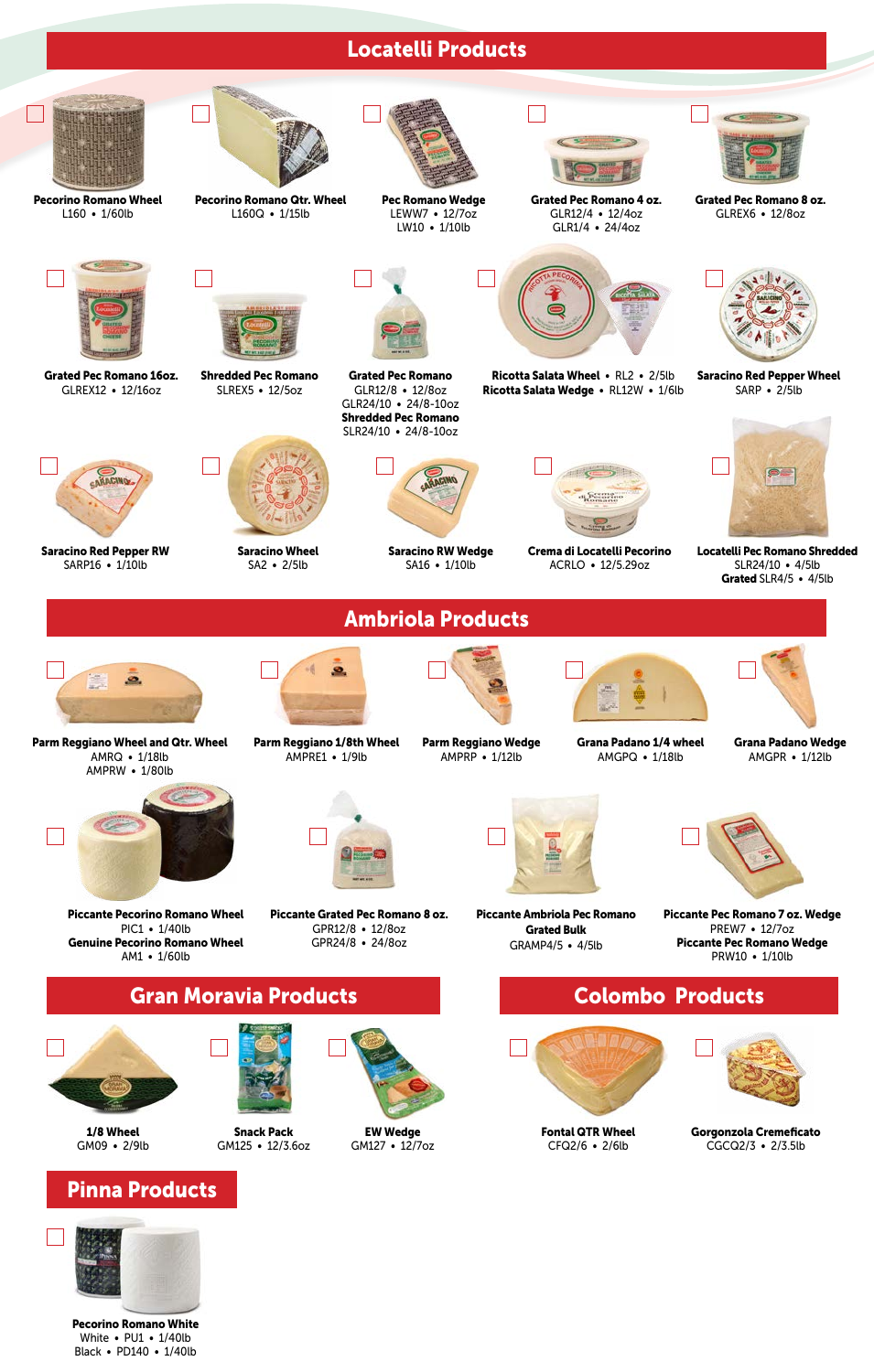## Locatelli Products

**Pecorino Romano Wheel**
L160 • 1/60lb

**Pecorino Romano Qtr. Wheel**
L160Q • 1/15lb

**Pec Romano Wedge**
LEWW7 • 12/7oz
LW10 • 1/10lb

**Grated Pec Romano 4 oz.**
GLR12/4 • 12/4oz
GLR1/4 • 24/4oz

**Grated Pec Romano 8 oz.**
GLREX6 • 12/8oz

**Grated Pec Romano 16oz.**
GLREX12 • 12/16oz

**Shredded Pec Romano**
SLREX5 • 12/5oz

**Grated Pec Romano**
GLR12/8 • 12/8oz
GLR24/10 • 24/8-10oz
**Shredded Pec Romano**
SLR24/10 • 24/8-10oz

**Ricotta Salata Wheel** • RL2 • 2/5lb
**Ricotta Salata Wedge** • RL12W • 1/6lb

**Saracino Red Pepper Wheel**
SARP • 2/5lb

**Saracino Red Pepper RW**
SARP16 • 1/10lb

**Saracino Wheel**
SA2 • 2/5lb

**Saracino RW Wedge**
SA16 • 1/10lb

**Crema di Locatelli Pecorino**
ACRLO • 12/5.29oz

**Locatelli Pec Romano Shredded**
SLR24/10 • 4/5lb
**Grated** SLR4/5 • 4/5lb

## Ambriola Products

**Parm Reggiano Wheel and Qtr. Wheel**
AMRQ • 1/18lb
AMPRW • 1/80lb

**Parm Reggiano 1/8th Wheel**
AMPRE1 • 1/9lb

**Parm Reggiano Wedge**
AMPRP • 1/12lb

**Grana Padano 1/4 wheel**
AMGPQ • 1/18lb

**Grana Padano Wedge**
AMGPR • 1/12lb

**Piccante Pecorino Romano Wheel**
PIC1 • 1/40lb
**Genuine Pecorino Romano Wheel**
AM1 • 1/60lb

**Piccante Grated Pec Romano 8 oz.**
GPR12/8 • 12/8oz
GPR24/8 • 24/8oz

**Piccante Ambriola Pec Romano Grated Bulk**
GRAMP4/5 • 4/5lb

**Piccante Pec Romano 7 oz. Wedge**
PREW7 • 12/7oz
**Piccante Pec Romano Wedge**
PRW10 • 1/10lb

## Gran Moravia Products

**1/8 Wheel**
GM09 • 2/9lb

**Snack Pack**
GM125 • 12/3.6oz

**EW Wedge**
GM127 • 12/7oz

## Colombo Products

**Fontal QTR Wheel**
CFQ2/6 • 2/6lb

**Gorgonzola Cremeficato**
CGCQ2/3 • 2/3.5lb

## Pinna Products

**Pecorino Romano White**
White • PU1 • 1/40lb
Black • PD140 • 1/40lb